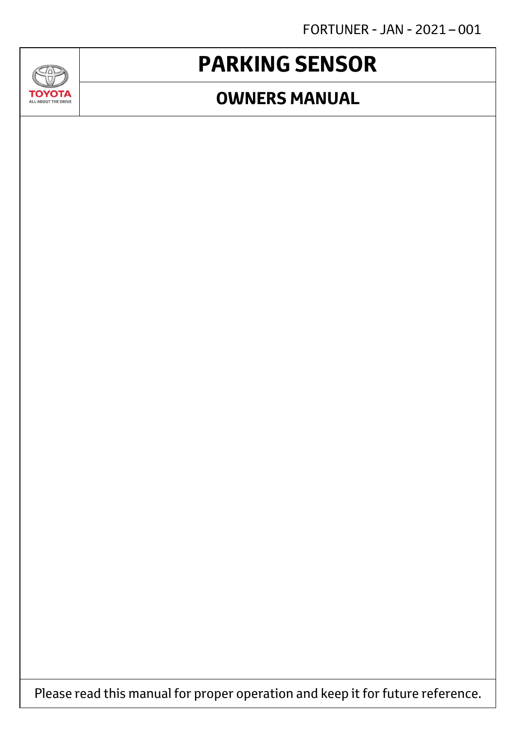FORTUNER - JAN - 2021 – 001

TOYOTA
ALL ABOUT THE DRIVE

# PARKING SENSOR

## OWNERS MANUAL

Please read this manual for proper operation and keep it for future reference.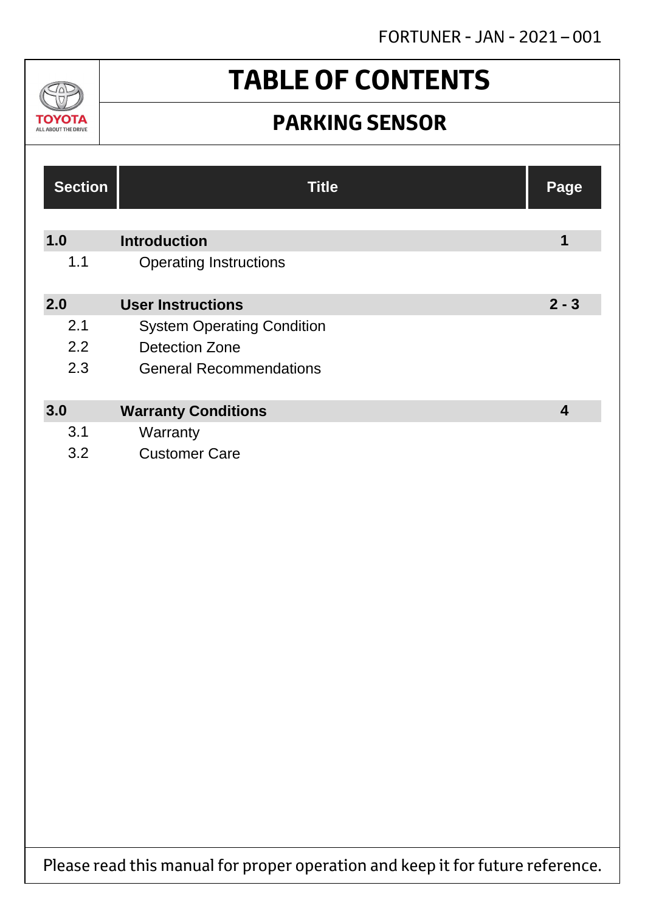# TABLE OF CONTENTS

## PARKING SENSOR

| Section | Title | Page |
|---|---|---|
| **1.0** | **Introduction** | **1** |
| 1.1 | Operating Instructions | |
| **2.0** | **User Instructions** | **2 - 3** |
| 2.1 | System Operating Condition | |
| 2.2 | Detection Zone | |
| 2.3 | General Recommendations | |
| **3.0** | **Warranty Conditions** | **4** |
| 3.1 | Warranty | |
| 3.2 | Customer Care | |

Please read this manual for proper operation and keep it for future reference.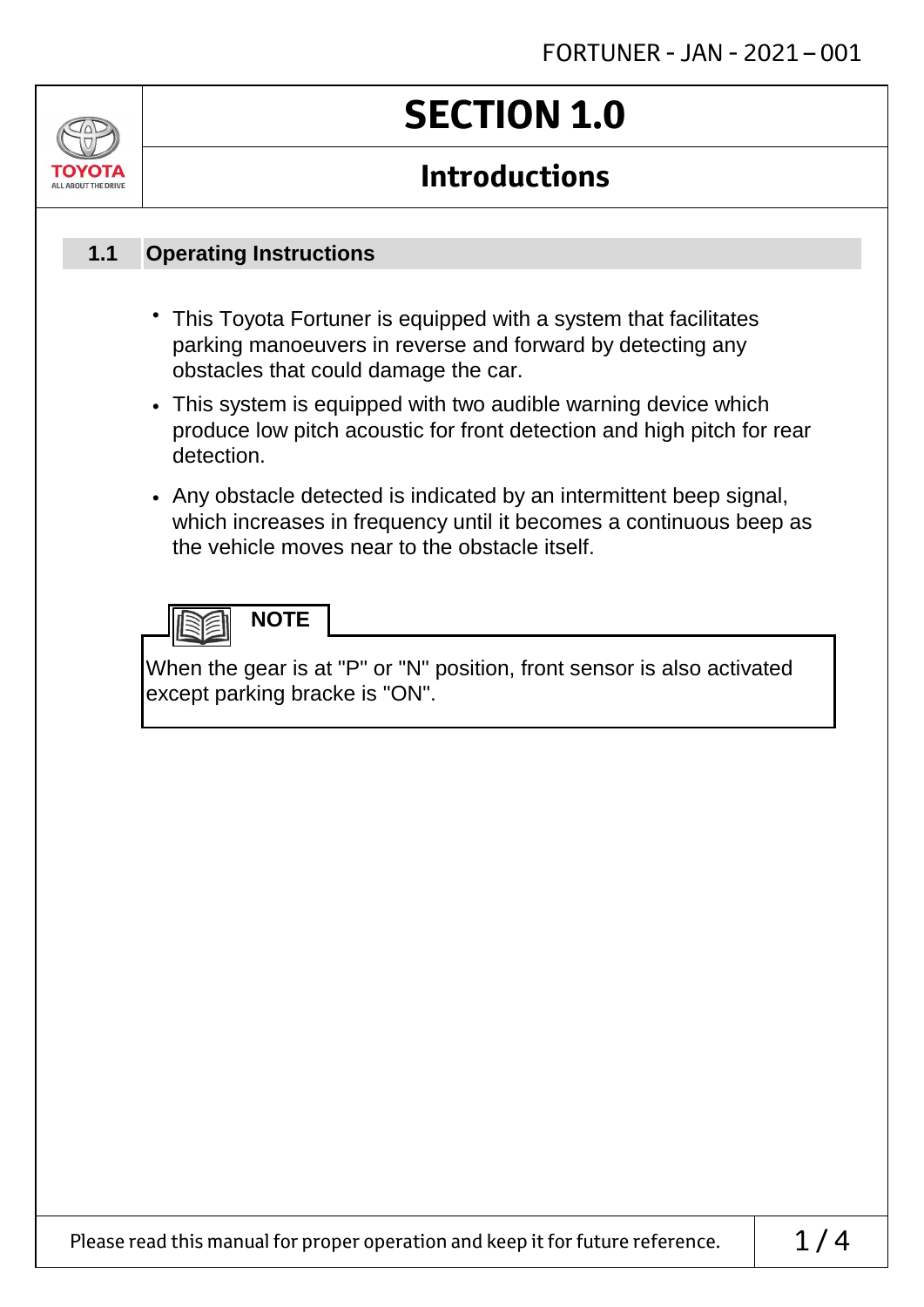# SECTION 1.0

## Introductions

### 1.1 Operating Instructions

- This Toyota Fortuner is equipped with a system that facilitates parking manoeuvers in reverse and forward by detecting any obstacles that could damage the car.
- This system is equipped with two audible warning device which produce low pitch acoustic for front detection and high pitch for rear detection.
- Any obstacle detected is indicated by an intermittent beep signal, which increases in frequency until it becomes a continuous beep as the vehicle moves near to the obstacle itself.

**NOTE**

When the gear is at "P" or "N" position, front sensor is also activated except parking bracke is "ON".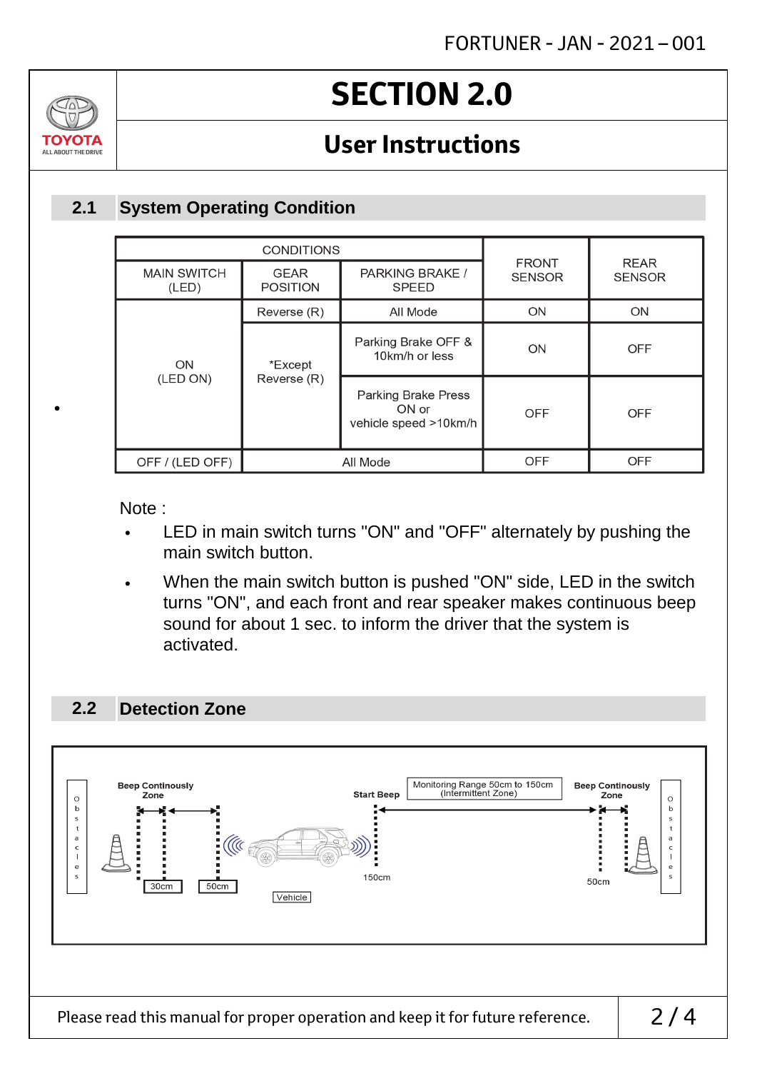# SECTION 2.0

## User Instructions

### 2.1 System Operating Condition

| CONDITIONS | | | FRONT SENSOR | REAR SENSOR |
|---|---|---|---|---|
| MAIN SWITCH (LED) | GEAR POSITION | PARKING BRAKE / SPEED | | |
| ON (LED ON) | Reverse (R) | All Mode | ON | ON |
| | *Except Reverse (R) | Parking Brake OFF & 10km/h or less | ON | OFF |
| | | Parking Brake Press ON or vehicle speed >10km/h | OFF | OFF |
| OFF / (LED OFF) | All Mode | | OFF | OFF |

Note :

- LED in main switch turns "ON" and "OFF" alternately by pushing the main switch button.
- When the main switch button is pushed "ON" side, LED in the switch turns "ON", and each front and rear speaker makes continuous beep sound for about 1 sec. to inform the driver that the system is activated.

### 2.2 Detection Zone

Obstacles | Beep Continously Zone | 30cm | 50cm | Vehicle | Start Beep | 150cm | Monitoring Range 50cm to 150cm (Intermittent Zone) | Beep Continously Zone | 50cm | Obstacles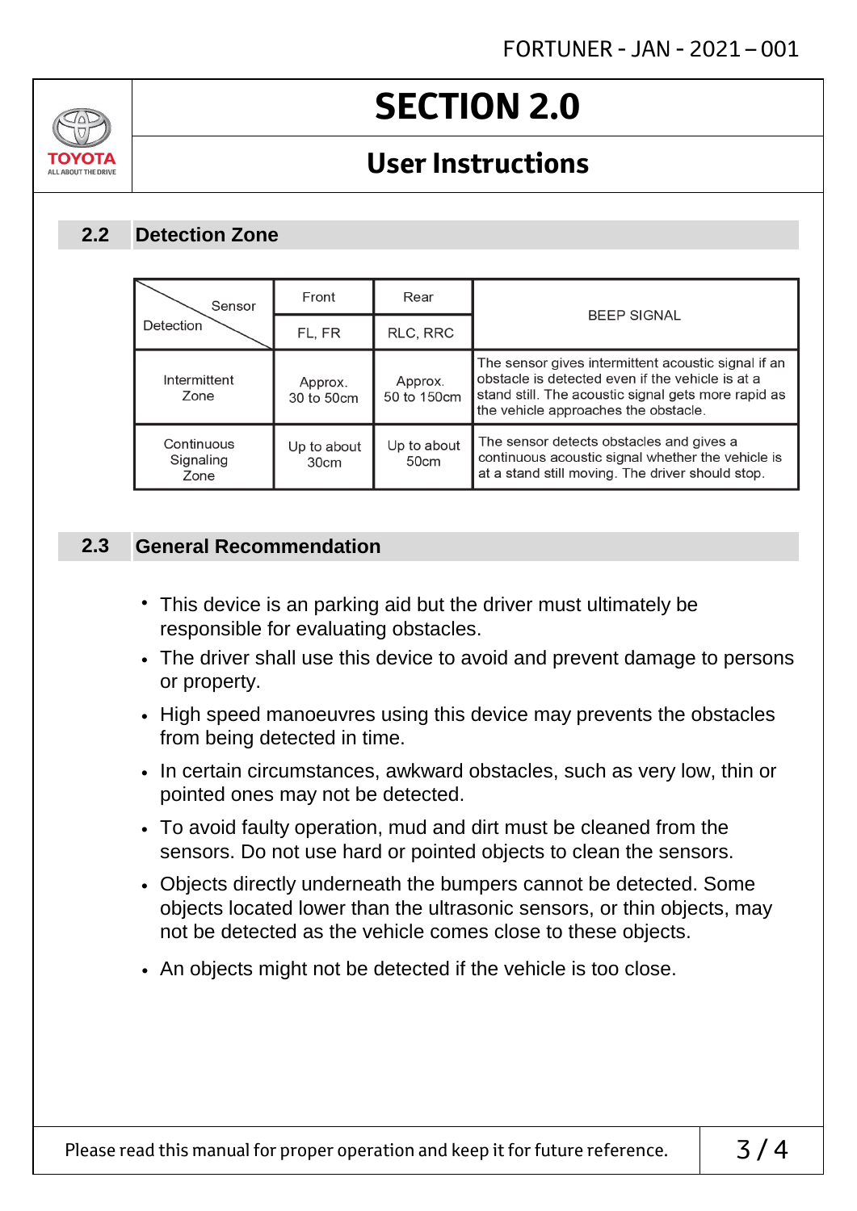# SECTION 2.0

## User Instructions

### 2.2 Detection Zone

| Sensor / Detection | Front | Rear | BEEP SIGNAL |
|---|---|---|---|
| | FL, FR | RLC, RRC | |
| Intermittent Zone | Approx. 30 to 50cm | Approx. 50 to 150cm | The sensor gives intermittent acoustic signal if an obstacle is detected even if the vehicle is at a stand still. The acoustic signal gets more rapid as the vehicle approaches the obstacle. |
| Continuous Signaling Zone | Up to about 30cm | Up to about 50cm | The sensor detects obstacles and gives a continuous acoustic signal whether the vehicle is at a stand still moving. The driver should stop. |

### 2.3 General Recommendation

- This device is an parking aid but the driver must ultimately be responsible for evaluating obstacles.
- The driver shall use this device to avoid and prevent damage to persons or property.
- High speed manoeuvres using this device may prevents the obstacles from being detected in time.
- In certain circumstances, awkward obstacles, such as very low, thin or pointed ones may not be detected.
- To avoid faulty operation, mud and dirt must be cleaned from the sensors. Do not use hard or pointed objects to clean the sensors.
- Objects directly underneath the bumpers cannot be detected. Some objects located lower than the ultrasonic sensors, or thin objects, may not be detected as the vehicle comes close to these objects.
- An objects might not be detected if the vehicle is too close.

Please read this manual for proper operation and keep it for future reference.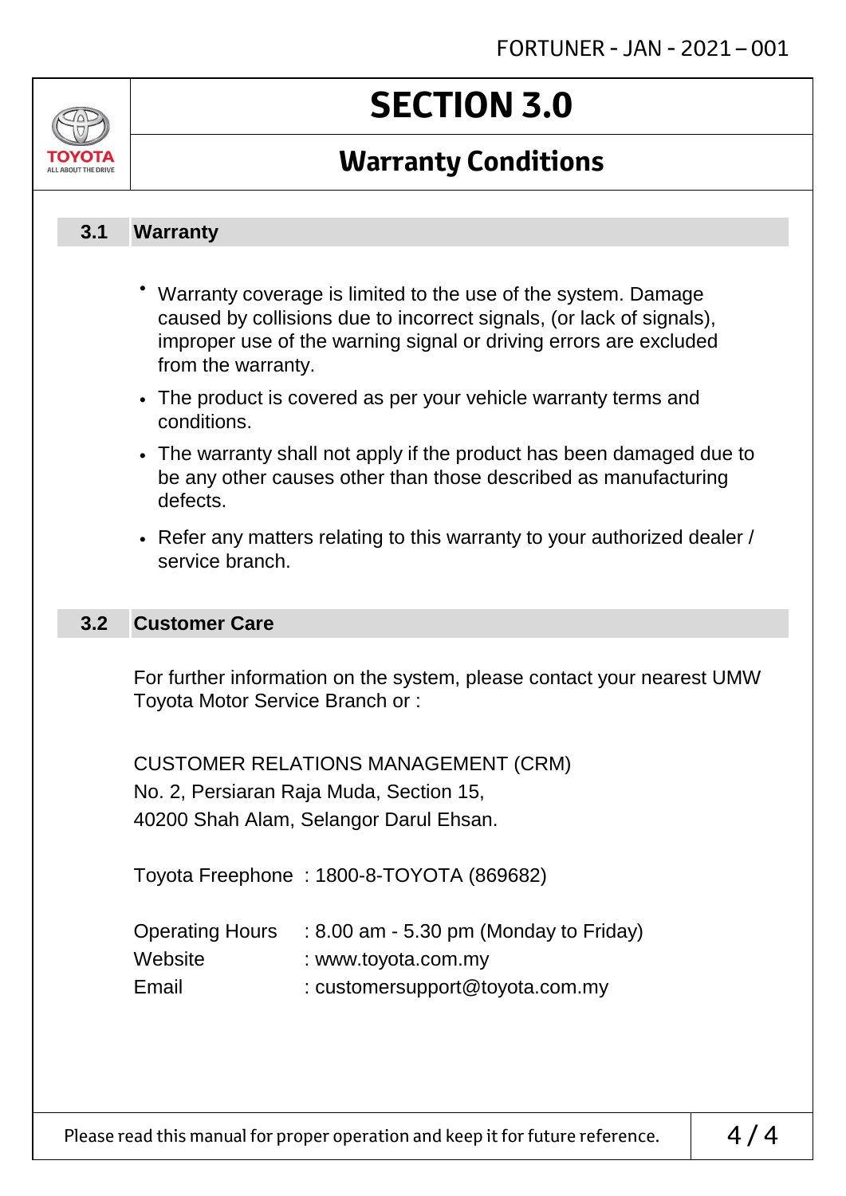# SECTION 3.0

## Warranty Conditions

### 3.1 Warranty

- Warranty coverage is limited to the use of the system. Damage caused by collisions due to incorrect signals, (or lack of signals), improper use of the warning signal or driving errors are excluded from the warranty.
- The product is covered as per your vehicle warranty terms and conditions.
- The warranty shall not apply if the product has been damaged due to be any other causes other than those described as manufacturing defects.
- Refer any matters relating to this warranty to your authorized dealer / service branch.

### 3.2 Customer Care

For further information on the system, please contact your nearest UMW Toyota Motor Service Branch or :

CUSTOMER RELATIONS MANAGEMENT (CRM)
No. 2, Persiaran Raja Muda, Section 15,
40200 Shah Alam, Selangor Darul Ehsan.

Toyota Freephone : 1800-8-TOYOTA (869682)

Operating Hours : 8.00 am - 5.30 pm (Monday to Friday)
Website : www.toyota.com.my
Email : customersupport@toyota.com.my

Please read this manual for proper operation and keep it for future reference.